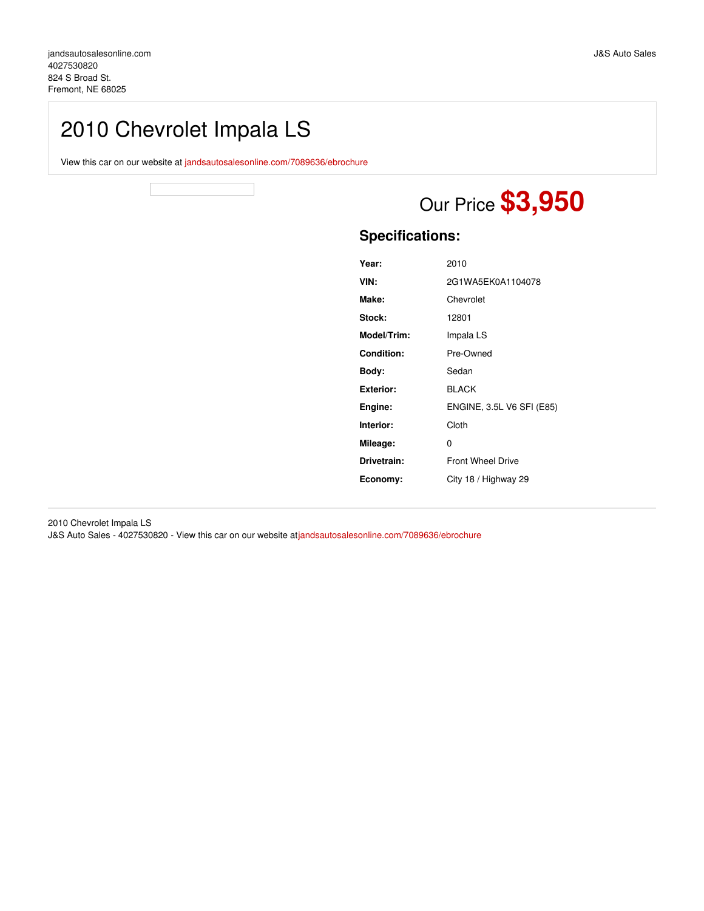jandsautosalesonline.com
4027530820
824 S Broad St.
Fremont, NE 68025

J&S Auto Sales

# 2010 Chevrolet Impala LS

View this car on our website at jandsautosalesonline.com/7089636/ebrochure

## Our Price **$3,950**

## Specifications:

| | |
|---|---|
| **Year:** | 2010 |
| **VIN:** | 2G1WA5EK0A1104078 |
| **Make:** | Chevrolet |
| **Stock:** | 12801 |
| **Model/Trim:** | Impala LS |
| **Condition:** | Pre-Owned |
| **Body:** | Sedan |
| **Exterior:** | BLACK |
| **Engine:** | ENGINE, 3.5L V6 SFI (E85) |
| **Interior:** | Cloth |
| **Mileage:** | 0 |
| **Drivetrain:** | Front Wheel Drive |
| **Economy:** | City 18 / Highway 29 |

2010 Chevrolet Impala LS
J&S Auto Sales - 4027530820 - View this car on our website atjandsautosalesonline.com/7089636/ebrochure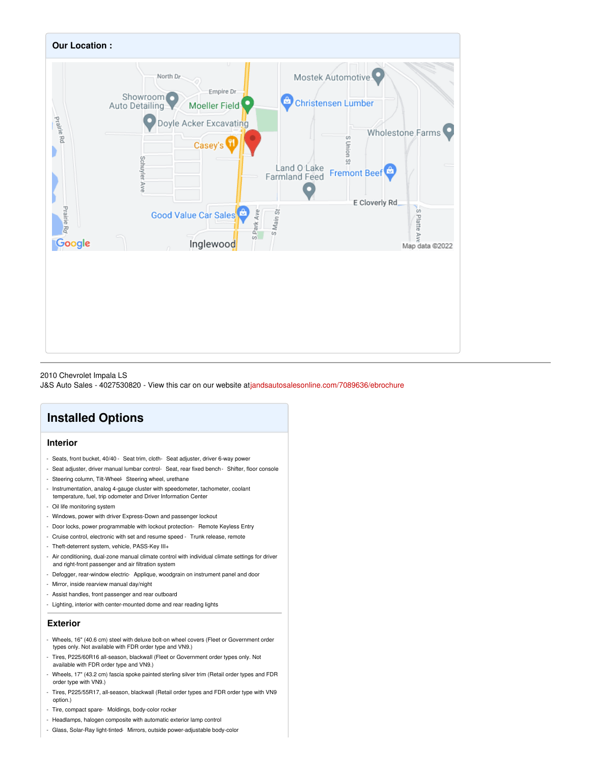## Our Location :

2010 Chevrolet Impala LS
J&S Auto Sales - 4027530820 - View this car on our website at jandsautosalesonline.com/7089636/ebrochure

# Installed Options

## Interior

- Seats, front bucket, 40/40 - Seat trim, cloth - Seat adjuster, driver 6-way power
- Seat adjuster, driver manual lumbar control - Seat, rear fixed bench - Shifter, floor console
- Steering column, Tilt-Wheel - Steering wheel, urethane
- Instrumentation, analog 4-gauge cluster with speedometer, tachometer, coolant temperature, fuel, trip odometer and Driver Information Center
- Oil life monitoring system
- Windows, power with driver Express-Down and passenger lockout
- Door locks, power programmable with lockout protection - Remote Keyless Entry
- Cruise control, electronic with set and resume speed - Trunk release, remote
- Theft-deterrent system, vehicle, PASS-Key III+
- Air conditioning, dual-zone manual climate control with individual climate settings for driver and right-front passenger and air filtration system
- Defogger, rear-window electric - Applique, woodgrain on instrument panel and door
- Mirror, inside rearview manual day/night
- Assist handles, front passenger and rear outboard
- Lighting, interior with center-mounted dome and rear reading lights

## Exterior

- Wheels, 16" (40.6 cm) steel with deluxe bolt-on wheel covers (Fleet or Government order types only. Not available with FDR order type and VN9.)
- Tires, P225/60R16 all-season, blackwall (Fleet or Government order types only. Not available with FDR order type and VN9.)
- Wheels, 17" (43.2 cm) fascia spoke painted sterling silver trim (Retail order types and FDR order type with VN9.)
- Tires, P225/55R17, all-season, blackwall (Retail order types and FDR order type with VN9 option.)
- Tire, compact spare - Moldings, body-color rocker
- Headlamps, halogen composite with automatic exterior lamp control
- Glass, Solar-Ray light-tinted - Mirrors, outside power-adjustable body-color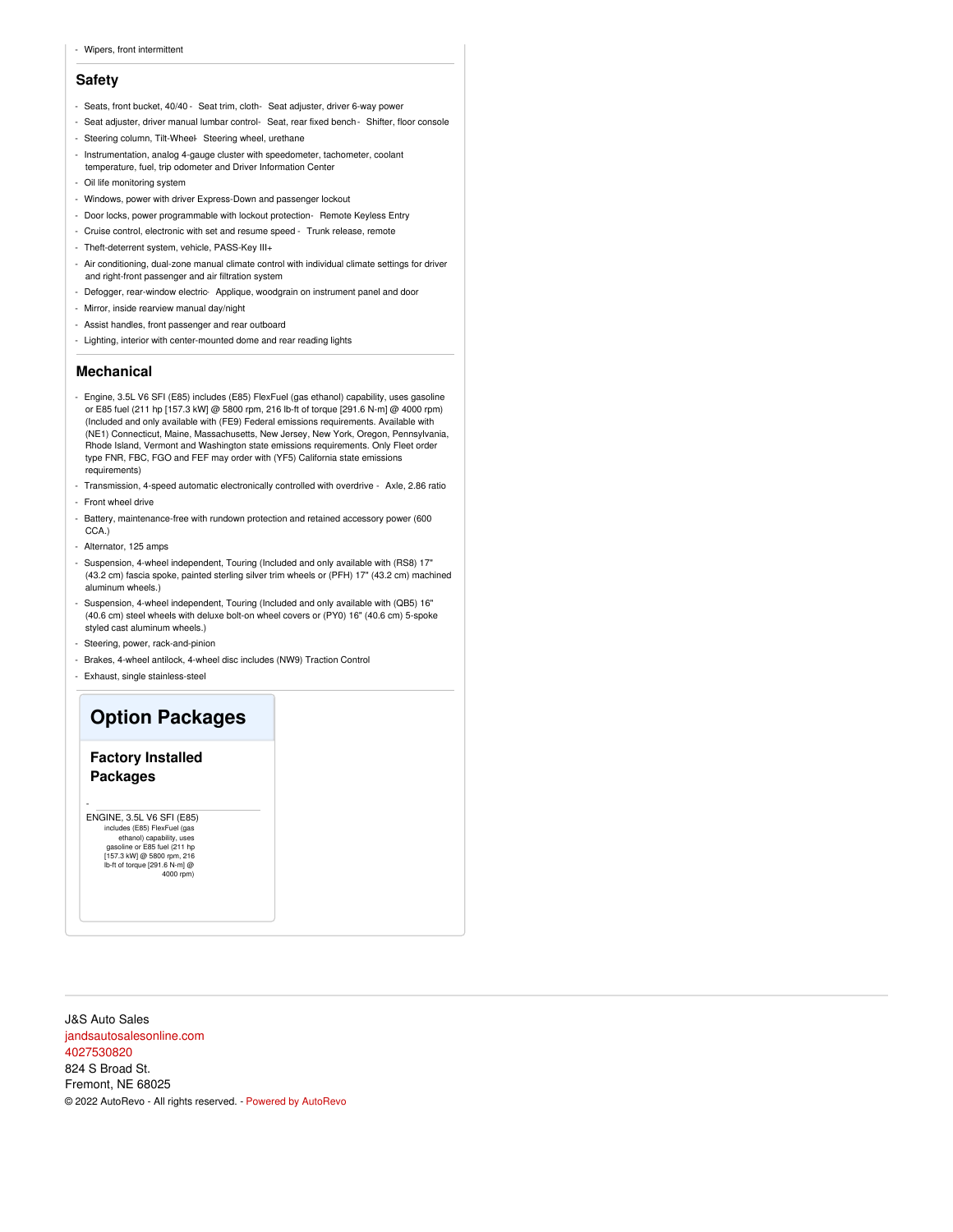- Wipers, front intermittent

## Safety

- Seats, front bucket, 40/40 - Seat trim, cloth- Seat adjuster, driver 6-way power
- Seat adjuster, driver manual lumbar control- Seat, rear fixed bench- Shifter, floor console
- Steering column, Tilt-Wheel- Steering wheel, urethane
- Instrumentation, analog 4-gauge cluster with speedometer, tachometer, coolant temperature, fuel, trip odometer and Driver Information Center
- Oil life monitoring system
- Windows, power with driver Express-Down and passenger lockout
- Door locks, power programmable with lockout protection- Remote Keyless Entry
- Cruise control, electronic with set and resume speed - Trunk release, remote
- Theft-deterrent system, vehicle, PASS-Key III+
- Air conditioning, dual-zone manual climate control with individual climate settings for driver and right-front passenger and air filtration system
- Defogger, rear-window electric- Applique, woodgrain on instrument panel and door
- Mirror, inside rearview manual day/night
- Assist handles, front passenger and rear outboard
- Lighting, interior with center-mounted dome and rear reading lights

## Mechanical

- Engine, 3.5L V6 SFI (E85) includes (E85) FlexFuel (gas ethanol) capability, uses gasoline or E85 fuel (211 hp [157.3 kW] @ 5800 rpm, 216 lb-ft of torque [291.6 N-m] @ 4000 rpm) (Included and only available with (FE9) Federal emissions requirements. Available with (NE1) Connecticut, Maine, Massachusetts, New Jersey, New York, Oregon, Pennsylvania, Rhode Island, Vermont and Washington state emissions requirements. Only Fleet order type FNR, FBC, FGO and FEF may order with (YF5) California state emissions requirements)
- Transmission, 4-speed automatic electronically controlled with overdrive - Axle, 2.86 ratio
- Front wheel drive
- Battery, maintenance-free with rundown protection and retained accessory power (600 CCA.)
- Alternator, 125 amps
- Suspension, 4-wheel independent, Touring (Included and only available with (RS8) 17" (43.2 cm) fascia spoke, painted sterling silver trim wheels or (PFH) 17" (43.2 cm) machined aluminum wheels.)
- Suspension, 4-wheel independent, Touring (Included and only available with (QB5) 16" (40.6 cm) steel wheels with deluxe bolt-on wheel covers or (PY0) 16" (40.6 cm) 5-spoke styled cast aluminum wheels.)
- Steering, power, rack-and-pinion
- Brakes, 4-wheel antilock, 4-wheel disc includes (NW9) Traction Control
- Exhaust, single stainless-steel

# Option Packages

### Factory Installed Packages

-

ENGINE, 3.5L V6 SFI (E85) includes (E85) FlexFuel (gas ethanol) capability, uses gasoline or E85 fuel (211 hp [157.3 kW] @ 5800 rpm, 216 lb-ft of torque [291.6 N-m] @ 4000 rpm)

J&S Auto Sales
jandsautosalesonline.com
4027530820
824 S Broad St.
Fremont, NE 68025
© 2022 AutoRevo - All rights reserved. - Powered by AutoRevo